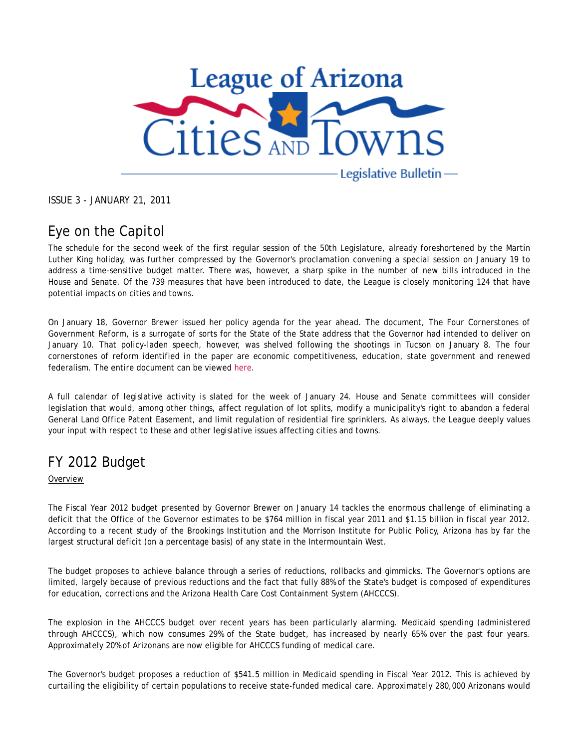# League of Arizona Cities and Towns

Legislative Bulletin

ISSUE 3 - JANUARY 21, 2011

## Eye on the Capitol

The schedule for the second week of the first regular session of the 50th Legislature, already foreshortened by the Martin Luther King holiday, was further compressed by the Governor's proclamation convening a special session on January 19 to address a time-sensitive budget matter. There was, however, a sharp spike in the number of new bills introduced in the House and Senate. Of the 739 measures that have been introduced to date, the League is closely monitoring 124 that have potential impacts on cities and towns.

On January 18, Governor Brewer issued her policy agenda for the year ahead. The document, The Four Cornerstones of Government Reform, is a surrogate of sorts for the State of the State address that the Governor had intended to deliver on January 10. That policy-laden speech, however, was shelved following the shootings in Tucson on January 8. The four cornerstones of reform identified in the paper are economic competitiveness, education, state government and renewed federalism. The entire document can be viewed here.

A full calendar of legislative activity is slated for the week of January 24. House and Senate committees will consider legislation that would, among other things, affect regulation of lot splits, modify a municipality's right to abandon a federal General Land Office Patent Easement, and limit regulation of residential fire sprinklers. As always, the League deeply values your input with respect to these and other legislative issues affecting cities and towns.

## FY 2012 Budget

Overview

The Fiscal Year 2012 budget presented by Governor Brewer on January 14 tackles the enormous challenge of eliminating a deficit that the Office of the Governor estimates to be $764 million in fiscal year 2011 and $1.15 billion in fiscal year 2012. According to a recent study of the Brookings Institution and the Morrison Institute for Public Policy, Arizona has by far the largest structural deficit (on a percentage basis) of any state in the Intermountain West.

The budget proposes to achieve balance through a series of reductions, rollbacks and gimmicks. The Governor's options are limited, largely because of previous reductions and the fact that fully 88% of the State's budget is composed of expenditures for education, corrections and the Arizona Health Care Cost Containment System (AHCCCS).

The explosion in the AHCCCS budget over recent years has been particularly alarming. Medicaid spending (administered through AHCCCS), which now consumes 29% of the State budget, has increased by nearly 65% over the past four years. Approximately 20% of Arizonans are now eligible for AHCCCS funding of medical care.

The Governor's budget proposes a reduction of $541.5 million in Medicaid spending in Fiscal Year 2012. This is achieved by curtailing the eligibility of certain populations to receive state-funded medical care. Approximately 280,000 Arizonans would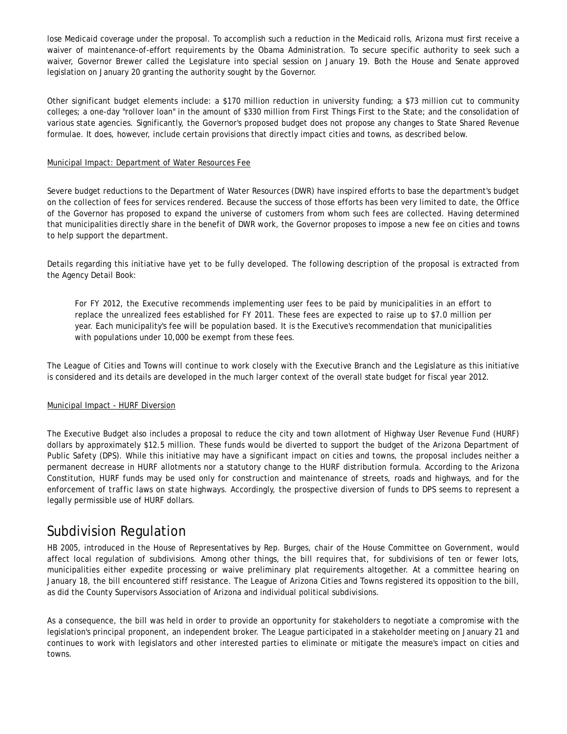lose Medicaid coverage under the proposal. To accomplish such a reduction in the Medicaid rolls, Arizona must first receive a waiver of maintenance-of-effort requirements by the Obama Administration. To secure specific authority to seek such a waiver, Governor Brewer called the Legislature into special session on January 19. Both the House and Senate approved legislation on January 20 granting the authority sought by the Governor.

Other significant budget elements include: a $170 million reduction in university funding; a $73 million cut to community colleges; a one-day "rollover loan" in the amount of $330 million from First Things First to the State; and the consolidation of various state agencies. Significantly, the Governor's proposed budget does not propose any changes to State Shared Revenue formulae. It does, however, include certain provisions that directly impact cities and towns, as described below.

Municipal Impact: Department of Water Resources Fee

Severe budget reductions to the Department of Water Resources (DWR) have inspired efforts to base the department's budget on the collection of fees for services rendered. Because the success of those efforts has been very limited to date, the Office of the Governor has proposed to expand the universe of customers from whom such fees are collected. Having determined that municipalities directly share in the benefit of DWR work, the Governor proposes to impose a new fee on cities and towns to help support the department.

Details regarding this initiative have yet to be fully developed. The following description of the proposal is extracted from the Agency Detail Book:

> For FY 2012, the Executive recommends implementing user fees to be paid by municipalities in an effort to replace the unrealized fees established for FY 2011. These fees are expected to raise up to $7.0 million per year. Each municipality's fee will be population based. It is the Executive's recommendation that municipalities with populations under 10,000 be exempt from these fees.

The League of Cities and Towns will continue to work closely with the Executive Branch and the Legislature as this initiative is considered and its details are developed in the much larger context of the overall state budget for fiscal year 2012.

Municipal Impact - HURF Diversion

The Executive Budget also includes a proposal to reduce the city and town allotment of Highway User Revenue Fund (HURF) dollars by approximately $12.5 million. These funds would be diverted to support the budget of the Arizona Department of Public Safety (DPS). While this initiative may have a significant impact on cities and towns, the proposal includes neither a permanent decrease in HURF allotments nor a statutory change to the HURF distribution formula. According to the Arizona Constitution, HURF funds may be used only for construction and maintenance of streets, roads and highways, and for the enforcement of traffic laws on state highways. Accordingly, the prospective diversion of funds to DPS seems to represent a legally permissible use of HURF dollars.

## Subdivision Regulation

HB 2005, introduced in the House of Representatives by Rep. Burges, chair of the House Committee on Government, would affect local regulation of subdivisions. Among other things, the bill requires that, for subdivisions of ten or fewer lots, municipalities either expedite processing or waive preliminary plat requirements altogether. At a committee hearing on January 18, the bill encountered stiff resistance. The League of Arizona Cities and Towns registered its opposition to the bill, as did the County Supervisors Association of Arizona and individual political subdivisions.

As a consequence, the bill was held in order to provide an opportunity for stakeholders to negotiate a compromise with the legislation's principal proponent, an independent broker. The League participated in a stakeholder meeting on January 21 and continues to work with legislators and other interested parties to eliminate or mitigate the measure's impact on cities and towns.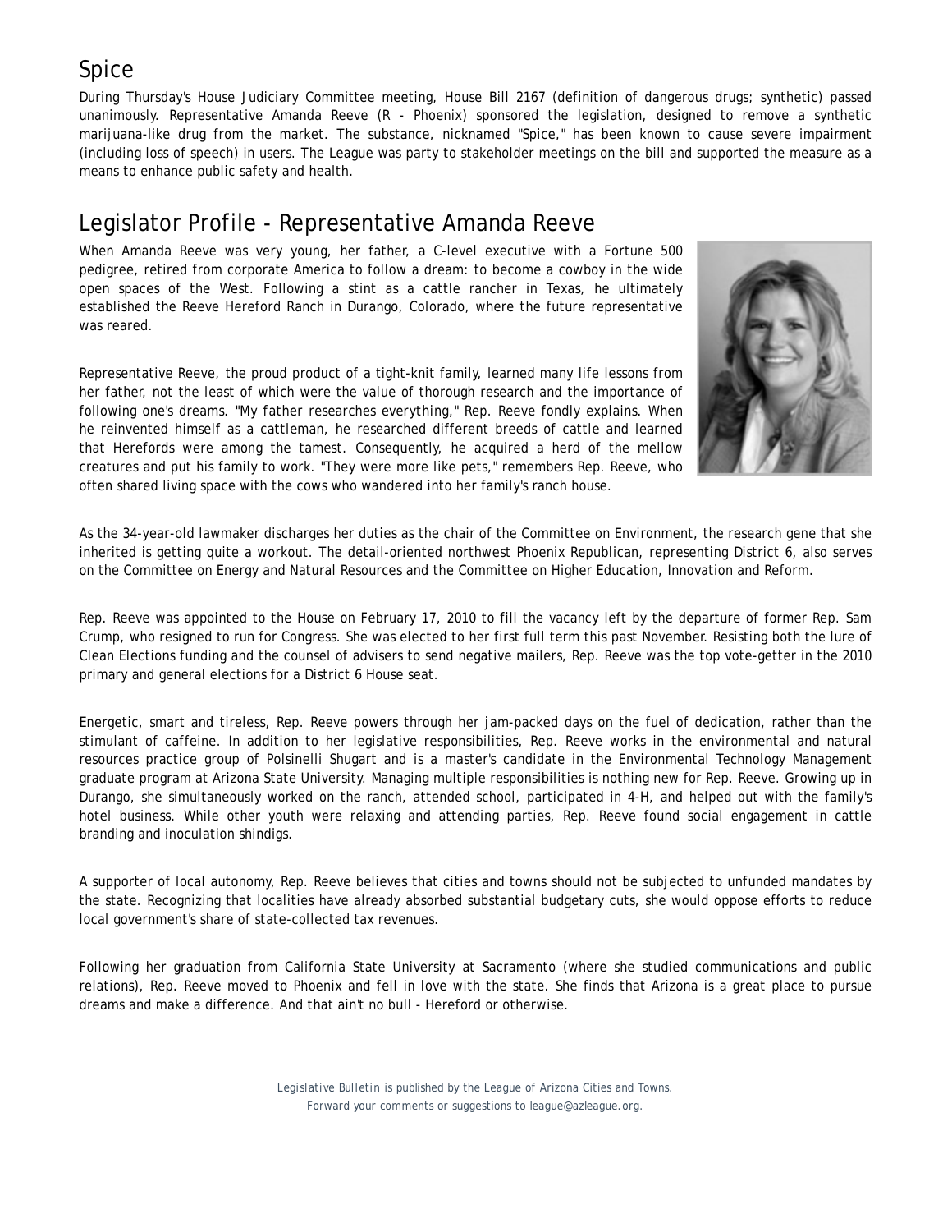## Spice

During Thursday's House Judiciary Committee meeting, House Bill 2167 (definition of dangerous drugs; synthetic) passed unanimously. Representative Amanda Reeve (R - Phoenix) sponsored the legislation, designed to remove a synthetic marijuana-like drug from the market. The substance, nicknamed "Spice," has been known to cause severe impairment (including loss of speech) in users. The League was party to stakeholder meetings on the bill and supported the measure as a means to enhance public safety and health.

## Legislator Profile - Representative Amanda Reeve

When Amanda Reeve was very young, her father, a C-level executive with a Fortune 500 pedigree, retired from corporate America to follow a dream: to become a cowboy in the wide open spaces of the West. Following a stint as a cattle rancher in Texas, he ultimately established the Reeve Hereford Ranch in Durango, Colorado, where the future representative was reared.

Representative Reeve, the proud product of a tight-knit family, learned many life lessons from her father, not the least of which were the value of thorough research and the importance of following one's dreams. "My father researches everything," Rep. Reeve fondly explains. When he reinvented himself as a cattleman, he researched different breeds of cattle and learned that Herefords were among the tamest. Consequently, he acquired a herd of the mellow creatures and put his family to work. "They were more like pets," remembers Rep. Reeve, who often shared living space with the cows who wandered into her family's ranch house.

As the 34-year-old lawmaker discharges her duties as the chair of the Committee on Environment, the research gene that she inherited is getting quite a workout. The detail-oriented northwest Phoenix Republican, representing District 6, also serves on the Committee on Energy and Natural Resources and the Committee on Higher Education, Innovation and Reform.

Rep. Reeve was appointed to the House on February 17, 2010 to fill the vacancy left by the departure of former Rep. Sam Crump, who resigned to run for Congress. She was elected to her first full term this past November. Resisting both the lure of Clean Elections funding and the counsel of advisers to send negative mailers, Rep. Reeve was the top vote-getter in the 2010 primary and general elections for a District 6 House seat.

Energetic, smart and tireless, Rep. Reeve powers through her jam-packed days on the fuel of dedication, rather than the stimulant of caffeine. In addition to her legislative responsibilities, Rep. Reeve works in the environmental and natural resources practice group of Polsinelli Shugart and is a master's candidate in the Environmental Technology Management graduate program at Arizona State University. Managing multiple responsibilities is nothing new for Rep. Reeve. Growing up in Durango, she simultaneously worked on the ranch, attended school, participated in 4-H, and helped out with the family's hotel business. While other youth were relaxing and attending parties, Rep. Reeve found social engagement in cattle branding and inoculation shindigs.

A supporter of local autonomy, Rep. Reeve believes that cities and towns should not be subjected to unfunded mandates by the state. Recognizing that localities have already absorbed substantial budgetary cuts, she would oppose efforts to reduce local government's share of state-collected tax revenues.

Following her graduation from California State University at Sacramento (where she studied communications and public relations), Rep. Reeve moved to Phoenix and fell in love with the state. She finds that Arizona is a great place to pursue dreams and make a difference. And that ain't no bull - Hereford or otherwise.

*Legislative Bulletin* is published by the League of Arizona Cities and Towns.
Forward your comments or suggestions to league@azleague.org.